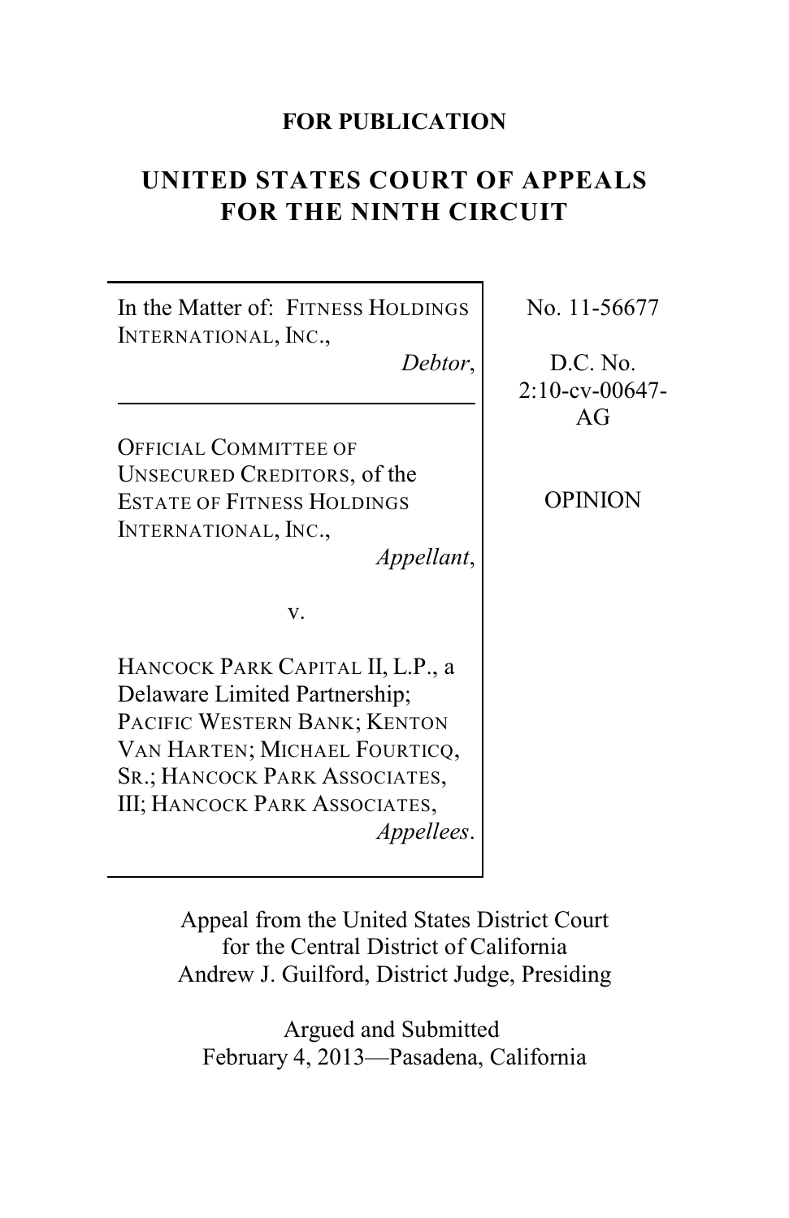**FOR PUBLICATION**

# UNITED STATES COURT OF APPEALS FOR THE NINTH CIRCUIT

In the Matter of: FITNESS HOLDINGS INTERNATIONAL, INC.,
*Debtor*,

---

OFFICIAL COMMITTEE OF UNSECURED CREDITORS, of the ESTATE OF FITNESS HOLDINGS INTERNATIONAL, INC.,
*Appellant*,

v.

HANCOCK PARK CAPITAL II, L.P., a Delaware Limited Partnership; PACIFIC WESTERN BANK; KENTON VAN HARTEN; MICHAEL FOURTICQ, SR.; HANCOCK PARK ASSOCIATES, III; HANCOCK PARK ASSOCIATES,
*Appellees*.

No. 11-56677

D.C. No. 2:10-cv-00647-AG

OPINION

Appeal from the United States District Court for the Central District of California
Andrew J. Guilford, District Judge, Presiding

Argued and Submitted
February 4, 2013—Pasadena, California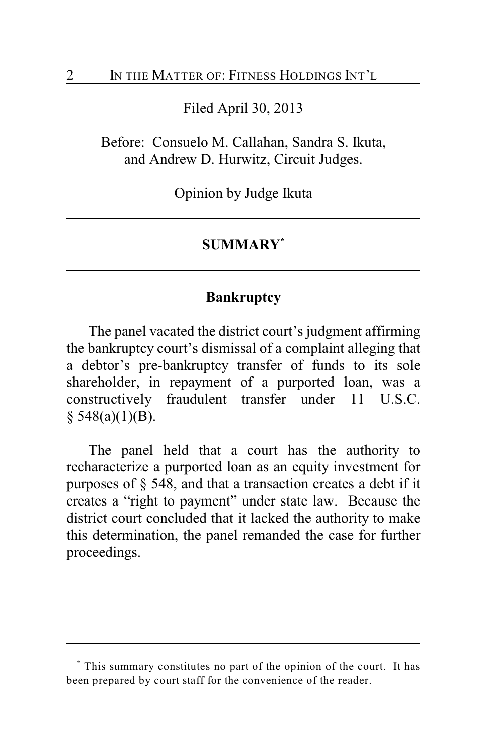Filed April 30, 2013

Before: Consuelo M. Callahan, Sandra S. Ikuta, and Andrew D. Hurwitz, Circuit Judges.

Opinion by Judge Ikuta

---

## SUMMARY[*]

---

### Bankruptcy

The panel vacated the district court's judgment affirming the bankruptcy court's dismissal of a complaint alleging that a debtor's pre-bankruptcy transfer of funds to its sole shareholder, in repayment of a purported loan, was a constructively fraudulent transfer under 11 U.S.C. § 548(a)(1)(B).

The panel held that a court has the authority to recharacterize a purported loan as an equity investment for purposes of § 548, and that a transaction creates a debt if it creates a "right to payment" under state law. Because the district court concluded that it lacked the authority to make this determination, the panel remanded the case for further proceedings.

---

[*] This summary constitutes no part of the opinion of the court. It has been prepared by court staff for the convenience of the reader.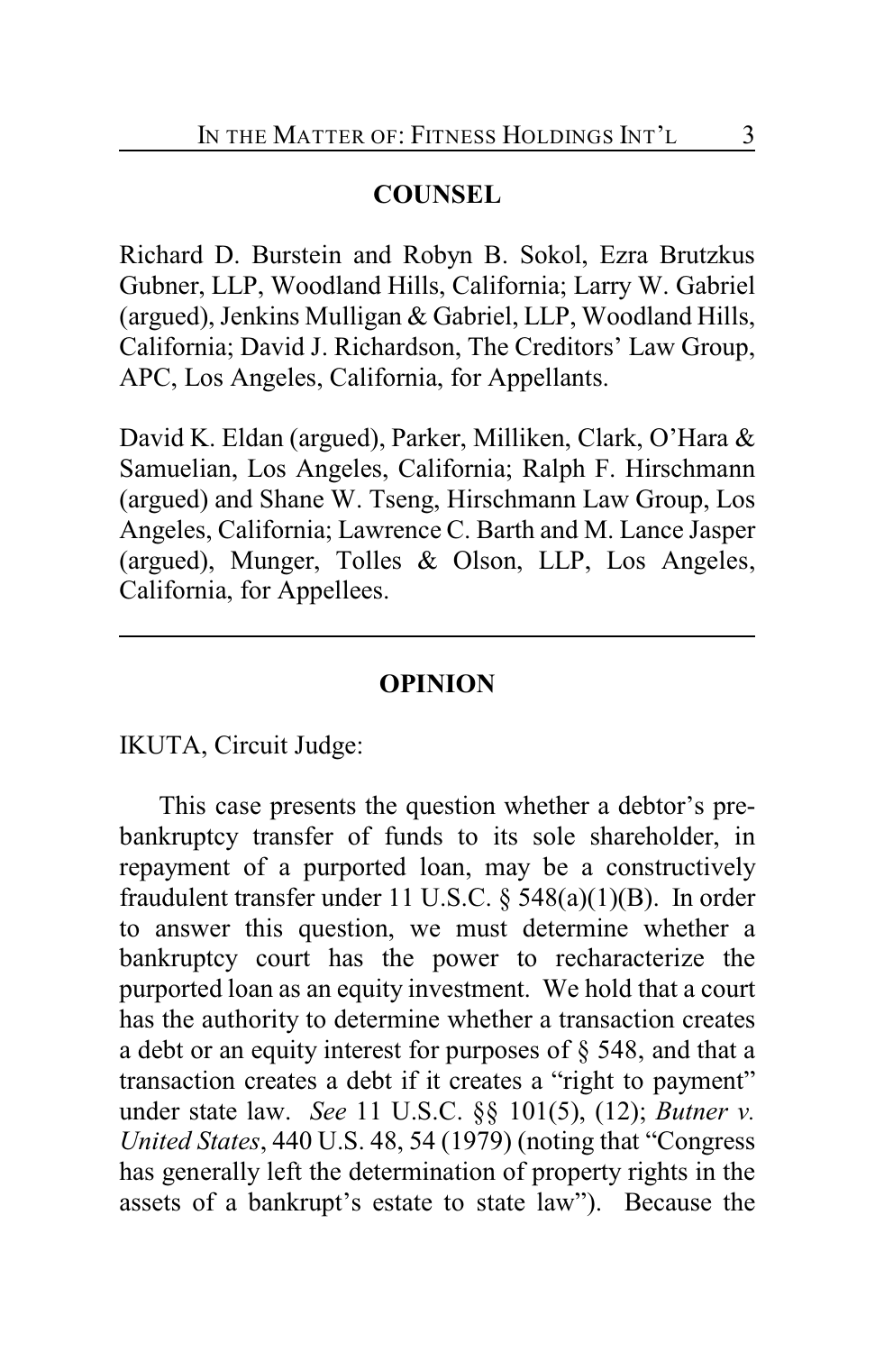## COUNSEL

Richard D. Burstein and Robyn B. Sokol, Ezra Brutzkus Gubner, LLP, Woodland Hills, California; Larry W. Gabriel (argued), Jenkins Mulligan & Gabriel, LLP, Woodland Hills, California; David J. Richardson, The Creditors' Law Group, APC, Los Angeles, California, for Appellants.

David K. Eldan (argued), Parker, Milliken, Clark, O'Hara & Samuelian, Los Angeles, California; Ralph F. Hirschmann (argued) and Shane W. Tseng, Hirschmann Law Group, Los Angeles, California; Lawrence C. Barth and M. Lance Jasper (argued), Munger, Tolles & Olson, LLP, Los Angeles, California, for Appellees.

---

## OPINION

IKUTA, Circuit Judge:

This case presents the question whether a debtor's pre-bankruptcy transfer of funds to its sole shareholder, in repayment of a purported loan, may be a constructively fraudulent transfer under 11 U.S.C. § 548(a)(1)(B). In order to answer this question, we must determine whether a bankruptcy court has the power to recharacterize the purported loan as an equity investment. We hold that a court has the authority to determine whether a transaction creates a debt or an equity interest for purposes of § 548, and that a transaction creates a debt if it creates a "right to payment" under state law. *See* 11 U.S.C. §§ 101(5), (12); *Butner v. United States*, 440 U.S. 48, 54 (1979) (noting that "Congress has generally left the determination of property rights in the assets of a bankrupt's estate to state law"). Because the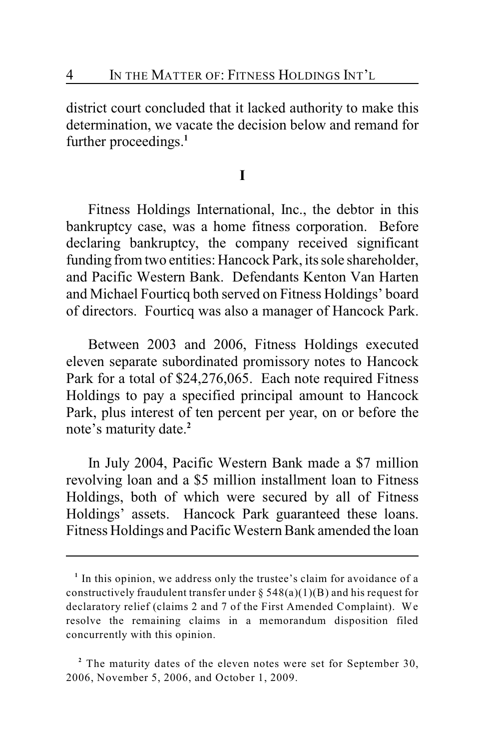district court concluded that it lacked authority to make this determination, we vacate the decision below and remand for further proceedings.[1]

## I

Fitness Holdings International, Inc., the debtor in this bankruptcy case, was a home fitness corporation. Before declaring bankruptcy, the company received significant funding from two entities: Hancock Park, its sole shareholder, and Pacific Western Bank. Defendants Kenton Van Harten and Michael Fourticq both served on Fitness Holdings' board of directors. Fourticq was also a manager of Hancock Park.

Between 2003 and 2006, Fitness Holdings executed eleven separate subordinated promissory notes to Hancock Park for a total of $24,276,065. Each note required Fitness Holdings to pay a specified principal amount to Hancock Park, plus interest of ten percent per year, on or before the note's maturity date.[2]

In July 2004, Pacific Western Bank made a $7 million revolving loan and a $5 million installment loan to Fitness Holdings, both of which were secured by all of Fitness Holdings' assets. Hancock Park guaranteed these loans. Fitness Holdings and Pacific Western Bank amended the loan

---

[1] In this opinion, we address only the trustee's claim for avoidance of a constructively fraudulent transfer under § 548(a)(1)(B) and his request for declaratory relief (claims 2 and 7 of the First Amended Complaint). We resolve the remaining claims in a memorandum disposition filed concurrently with this opinion.

[2] The maturity dates of the eleven notes were set for September 30, 2006, November 5, 2006, and October 1, 2009.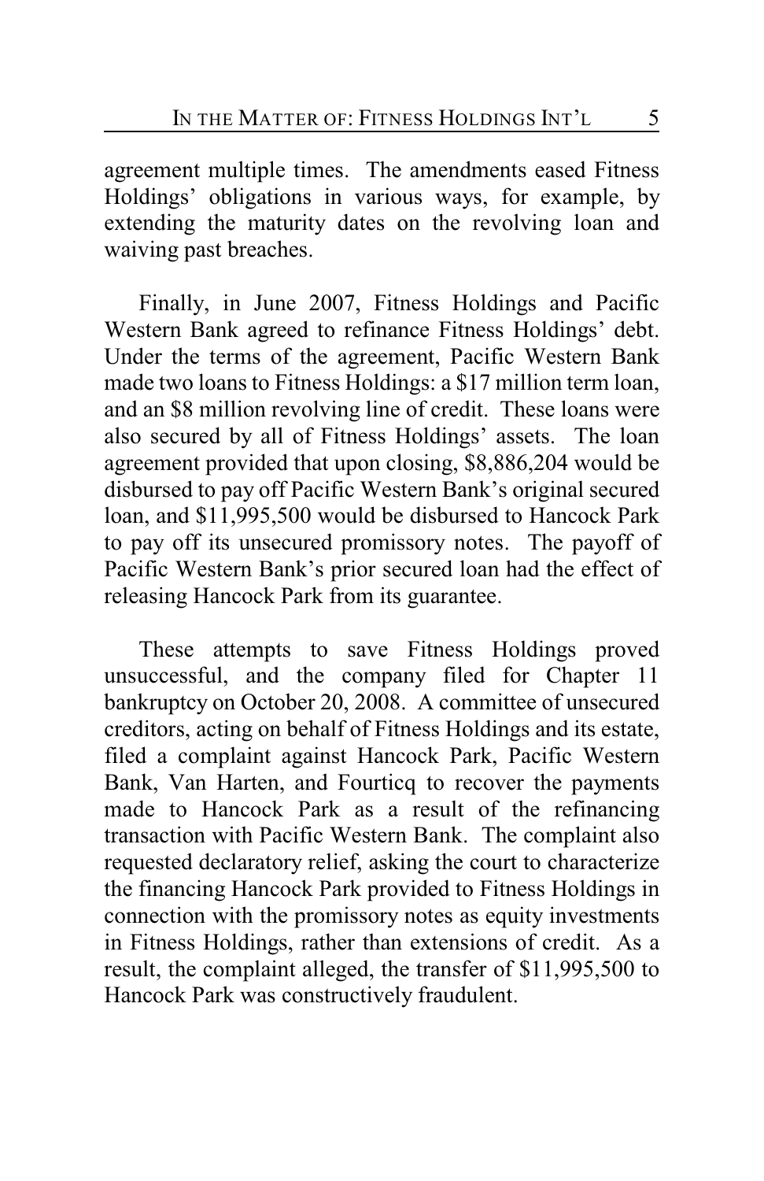agreement multiple times. The amendments eased Fitness Holdings' obligations in various ways, for example, by extending the maturity dates on the revolving loan and waiving past breaches.

Finally, in June 2007, Fitness Holdings and Pacific Western Bank agreed to refinance Fitness Holdings' debt. Under the terms of the agreement, Pacific Western Bank made two loans to Fitness Holdings: a $17 million term loan, and an $8 million revolving line of credit. These loans were also secured by all of Fitness Holdings' assets. The loan agreement provided that upon closing, $8,886,204 would be disbursed to pay off Pacific Western Bank's original secured loan, and $11,995,500 would be disbursed to Hancock Park to pay off its unsecured promissory notes. The payoff of Pacific Western Bank's prior secured loan had the effect of releasing Hancock Park from its guarantee.

These attempts to save Fitness Holdings proved unsuccessful, and the company filed for Chapter 11 bankruptcy on October 20, 2008. A committee of unsecured creditors, acting on behalf of Fitness Holdings and its estate, filed a complaint against Hancock Park, Pacific Western Bank, Van Harten, and Fourticq to recover the payments made to Hancock Park as a result of the refinancing transaction with Pacific Western Bank. The complaint also requested declaratory relief, asking the court to characterize the financing Hancock Park provided to Fitness Holdings in connection with the promissory notes as equity investments in Fitness Holdings, rather than extensions of credit. As a result, the complaint alleged, the transfer of $11,995,500 to Hancock Park was constructively fraudulent.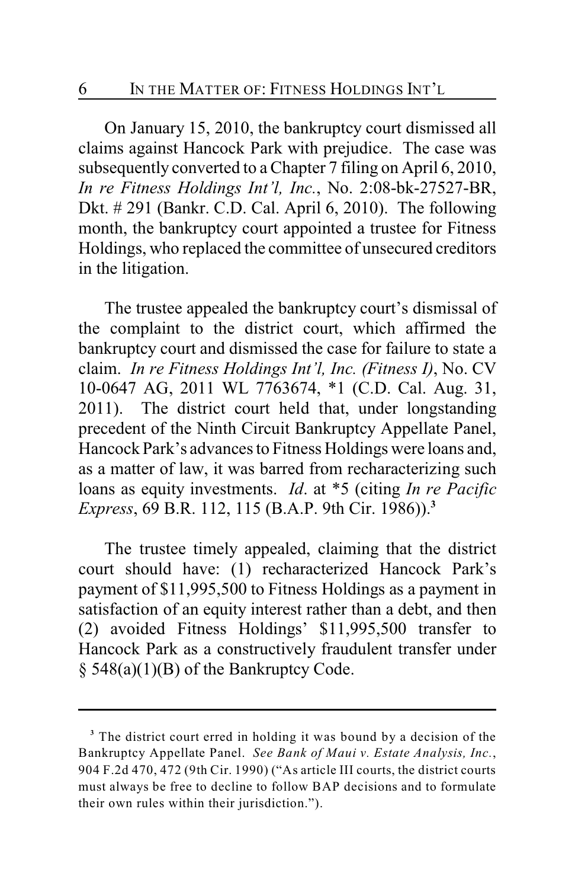On January 15, 2010, the bankruptcy court dismissed all claims against Hancock Park with prejudice. The case was subsequently converted to a Chapter 7 filing on April 6, 2010, *In re Fitness Holdings Int'l, Inc.*, No. 2:08-bk-27527-BR, Dkt. # 291 (Bankr. C.D. Cal. April 6, 2010). The following month, the bankruptcy court appointed a trustee for Fitness Holdings, who replaced the committee of unsecured creditors in the litigation.

The trustee appealed the bankruptcy court's dismissal of the complaint to the district court, which affirmed the bankruptcy court and dismissed the case for failure to state a claim. *In re Fitness Holdings Int'l, Inc. (Fitness I)*, No. CV 10-0647 AG, 2011 WL 7763674, *1 (C.D. Cal. Aug. 31, 2011). The district court held that, under longstanding precedent of the Ninth Circuit Bankruptcy Appellate Panel, Hancock Park's advances to Fitness Holdings were loans and, as a matter of law, it was barred from recharacterizing such loans as equity investments. *Id*. at *5 (citing *In re Pacific Express*, 69 B.R. 112, 115 (B.A.P. 9th Cir. 1986)).[3]

The trustee timely appealed, claiming that the district court should have: (1) recharacterized Hancock Park's payment of $11,995,500 to Fitness Holdings as a payment in satisfaction of an equity interest rather than a debt, and then (2) avoided Fitness Holdings' $11,995,500 transfer to Hancock Park as a constructively fraudulent transfer under § 548(a)(1)(B) of the Bankruptcy Code.

---

[3] The district court erred in holding it was bound by a decision of the Bankruptcy Appellate Panel. *See Bank of Maui v. Estate Analysis, Inc.*, 904 F.2d 470, 472 (9th Cir. 1990) ("As article III courts, the district courts must always be free to decline to follow BAP decisions and to formulate their own rules within their jurisdiction.").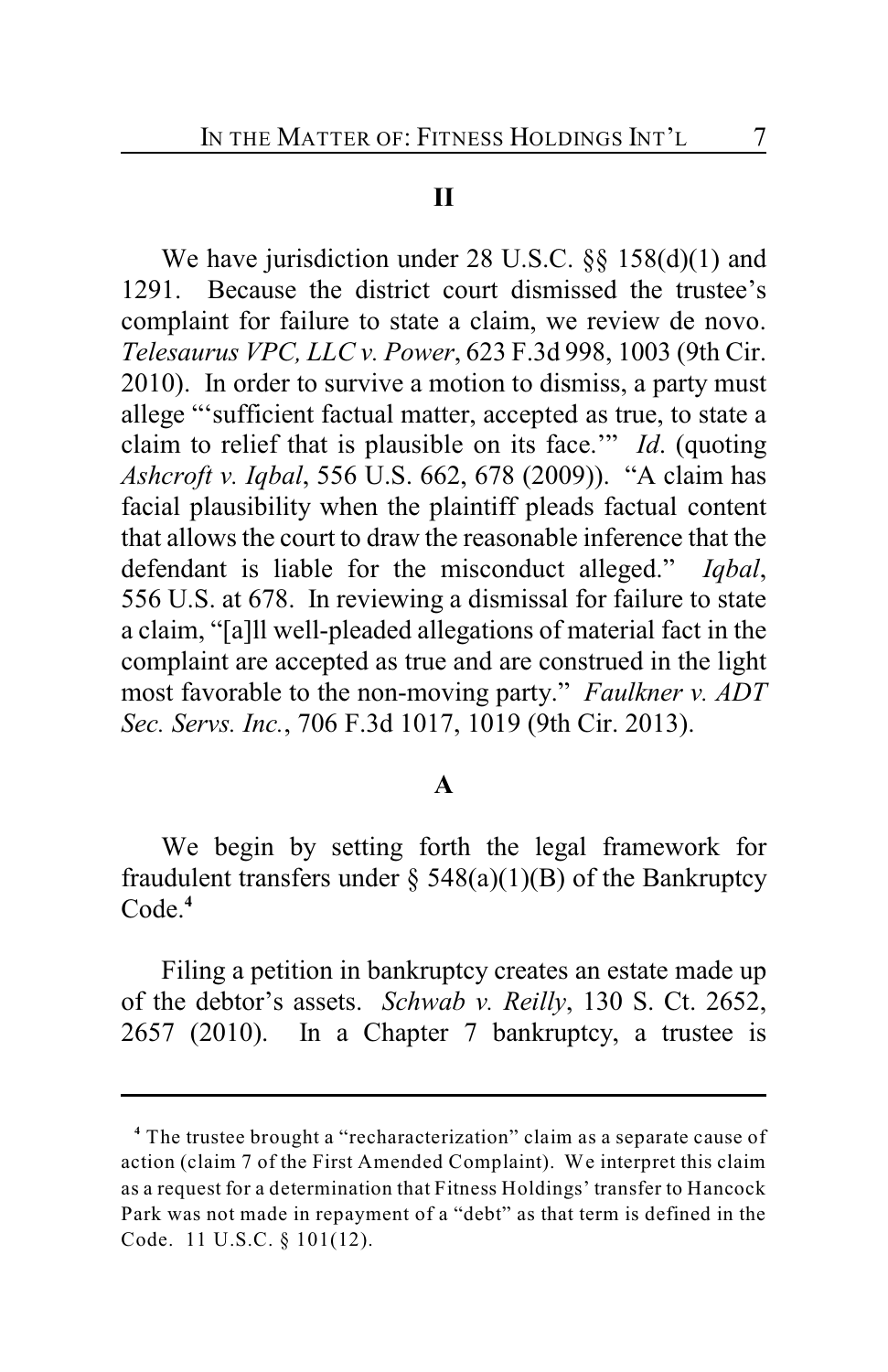## II

We have jurisdiction under 28 U.S.C. §§ 158(d)(1) and 1291. Because the district court dismissed the trustee's complaint for failure to state a claim, we review de novo. *Telesaurus VPC, LLC v. Power*, 623 F.3d 998, 1003 (9th Cir. 2010). In order to survive a motion to dismiss, a party must allege "'sufficient factual matter, accepted as true, to state a claim to relief that is plausible on its face.'" *Id*. (quoting *Ashcroft v. Iqbal*, 556 U.S. 662, 678 (2009)). "A claim has facial plausibility when the plaintiff pleads factual content that allows the court to draw the reasonable inference that the defendant is liable for the misconduct alleged." *Iqbal*, 556 U.S. at 678. In reviewing a dismissal for failure to state a claim, "[a]ll well-pleaded allegations of material fact in the complaint are accepted as true and are construed in the light most favorable to the non-moving party." *Faulkner v. ADT Sec. Servs. Inc.*, 706 F.3d 1017, 1019 (9th Cir. 2013).

### A

We begin by setting forth the legal framework for fraudulent transfers under § 548(a)(1)(B) of the Bankruptcy Code.[4]

Filing a petition in bankruptcy creates an estate made up of the debtor's assets. *Schwab v. Reilly*, 130 S. Ct. 2652, 2657 (2010). In a Chapter 7 bankruptcy, a trustee is

---

[4] The trustee brought a "recharacterization" claim as a separate cause of action (claim 7 of the First Amended Complaint). We interpret this claim as a request for a determination that Fitness Holdings' transfer to Hancock Park was not made in repayment of a "debt" as that term is defined in the Code. 11 U.S.C. § 101(12).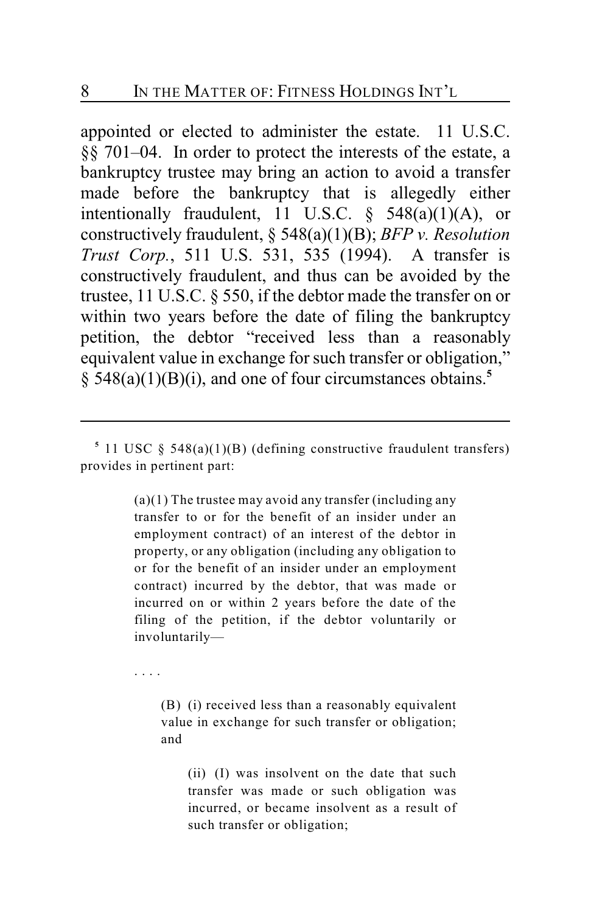appointed or elected to administer the estate. 11 U.S.C. §§ 701–04. In order to protect the interests of the estate, a bankruptcy trustee may bring an action to avoid a transfer made before the bankruptcy that is allegedly either intentionally fraudulent, 11 U.S.C. § 548(a)(1)(A), or constructively fraudulent, § 548(a)(1)(B); *BFP v. Resolution Trust Corp.*, 511 U.S. 531, 535 (1994). A transfer is constructively fraudulent, and thus can be avoided by the trustee, 11 U.S.C. § 550, if the debtor made the transfer on or within two years before the date of filing the bankruptcy petition, the debtor "received less than a reasonably equivalent value in exchange for such transfer or obligation," § 548(a)(1)(B)(i), and one of four circumstances obtains.[5]

---

[5] 11 USC § 548(a)(1)(B) (defining constructive fraudulent transfers) provides in pertinent part:

> (a)(1) The trustee may avoid any transfer (including any transfer to or for the benefit of an insider under an employment contract) of an interest of the debtor in property, or any obligation (including any obligation to or for the benefit of an insider under an employment contract) incurred by the debtor, that was made or incurred on or within 2 years before the date of the filing of the petition, if the debtor voluntarily or involuntarily—
>
> . . . .
>
> > (B) (i) received less than a reasonably equivalent value in exchange for such transfer or obligation; and
> >
> > > (ii) (I) was insolvent on the date that such transfer was made or such obligation was incurred, or became insolvent as a result of such transfer or obligation;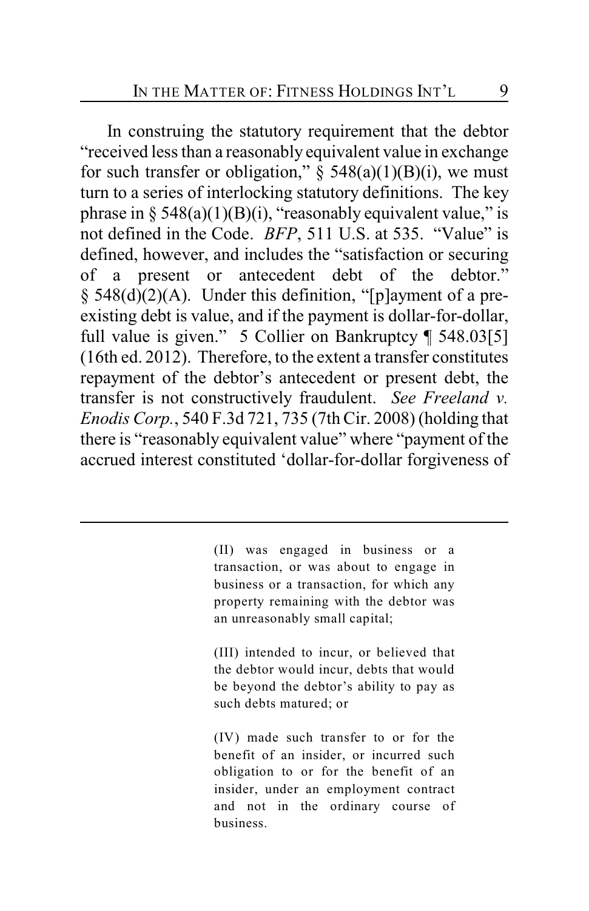In construing the statutory requirement that the debtor "received less than a reasonably equivalent value in exchange for such transfer or obligation," § 548(a)(1)(B)(i), we must turn to a series of interlocking statutory definitions. The key phrase in § 548(a)(1)(B)(i), "reasonably equivalent value," is not defined in the Code. *BFP*, 511 U.S. at 535. "Value" is defined, however, and includes the "satisfaction or securing of a present or antecedent debt of the debtor." § 548(d)(2)(A). Under this definition, "[p]ayment of a pre-existing debt is value, and if the payment is dollar-for-dollar, full value is given." 5 Collier on Bankruptcy ¶ 548.03[5] (16th ed. 2012). Therefore, to the extent a transfer constitutes repayment of the debtor's antecedent or present debt, the transfer is not constructively fraudulent. *See Freeland v. Enodis Corp.*, 540 F.3d 721, 735 (7th Cir. 2008) (holding that there is "reasonably equivalent value" where "payment of the accrued interest constituted 'dollar-for-dollar forgiveness of

---

> (II) was engaged in business or a transaction, or was about to engage in business or a transaction, for which any property remaining with the debtor was an unreasonably small capital;
>
> (III) intended to incur, or believed that the debtor would incur, debts that would be beyond the debtor's ability to pay as such debts matured; or
>
> (IV) made such transfer to or for the benefit of an insider, or incurred such obligation to or for the benefit of an insider, under an employment contract and not in the ordinary course of business.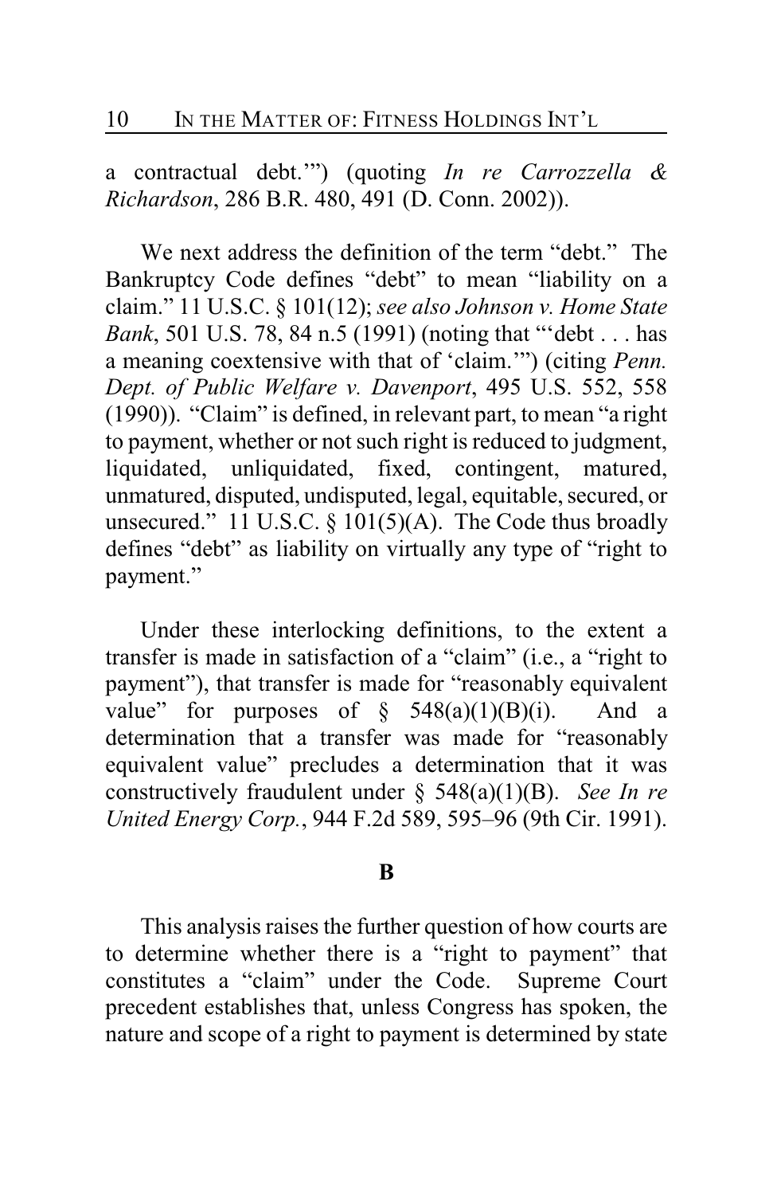a contractual debt.'") (quoting *In re Carrozzella & Richardson*, 286 B.R. 480, 491 (D. Conn. 2002)).

We next address the definition of the term "debt." The Bankruptcy Code defines "debt" to mean "liability on a claim." 11 U.S.C. § 101(12); *see also Johnson v. Home State Bank*, 501 U.S. 78, 84 n.5 (1991) (noting that "'debt . . . has a meaning coextensive with that of 'claim.'") (citing *Penn. Dept. of Public Welfare v. Davenport*, 495 U.S. 552, 558 (1990)). "Claim" is defined, in relevant part, to mean "a right to payment, whether or not such right is reduced to judgment, liquidated, unliquidated, fixed, contingent, matured, unmatured, disputed, undisputed, legal, equitable, secured, or unsecured." 11 U.S.C. § 101(5)(A). The Code thus broadly defines "debt" as liability on virtually any type of "right to payment."

Under these interlocking definitions, to the extent a transfer is made in satisfaction of a "claim" (i.e., a "right to payment"), that transfer is made for "reasonably equivalent value" for purposes of § 548(a)(1)(B)(i). And a determination that a transfer was made for "reasonably equivalent value" precludes a determination that it was constructively fraudulent under § 548(a)(1)(B). *See In re United Energy Corp.*, 944 F.2d 589, 595–96 (9th Cir. 1991).

**B**

This analysis raises the further question of how courts are to determine whether there is a "right to payment" that constitutes a "claim" under the Code. Supreme Court precedent establishes that, unless Congress has spoken, the nature and scope of a right to payment is determined by state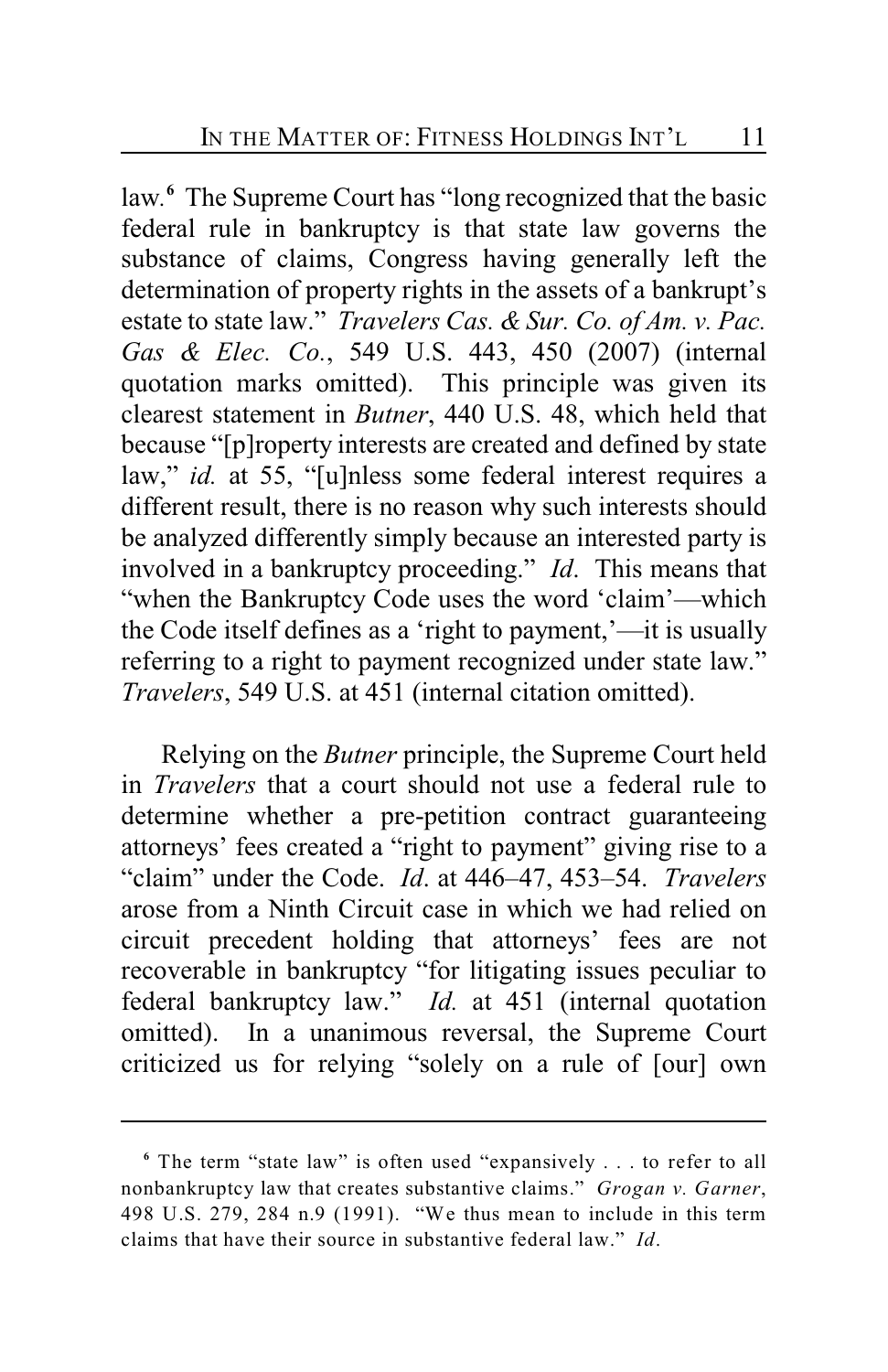law.[6] The Supreme Court has "long recognized that the basic federal rule in bankruptcy is that state law governs the substance of claims, Congress having generally left the determination of property rights in the assets of a bankrupt's estate to state law." *Travelers Cas. & Sur. Co. of Am. v. Pac. Gas & Elec. Co.*, 549 U.S. 443, 450 (2007) (internal quotation marks omitted). This principle was given its clearest statement in *Butner*, 440 U.S. 48, which held that because "[p]roperty interests are created and defined by state law," *id.* at 55, "[u]nless some federal interest requires a different result, there is no reason why such interests should be analyzed differently simply because an interested party is involved in a bankruptcy proceeding." *Id*. This means that "when the Bankruptcy Code uses the word 'claim'—which the Code itself defines as a 'right to payment,'—it is usually referring to a right to payment recognized under state law." *Travelers*, 549 U.S. at 451 (internal citation omitted).

Relying on the *Butner* principle, the Supreme Court held in *Travelers* that a court should not use a federal rule to determine whether a pre-petition contract guaranteeing attorneys' fees created a "right to payment" giving rise to a "claim" under the Code. *Id*. at 446–47, 453–54. *Travelers* arose from a Ninth Circuit case in which we had relied on circuit precedent holding that attorneys' fees are not recoverable in bankruptcy "for litigating issues peculiar to federal bankruptcy law." *Id.* at 451 (internal quotation omitted). In a unanimous reversal, the Supreme Court criticized us for relying "solely on a rule of [our] own

[6] The term "state law" is often used "expansively . . . to refer to all nonbankruptcy law that creates substantive claims." *Grogan v. Garner*, 498 U.S. 279, 284 n.9 (1991). "We thus mean to include in this term claims that have their source in substantive federal law." *Id*.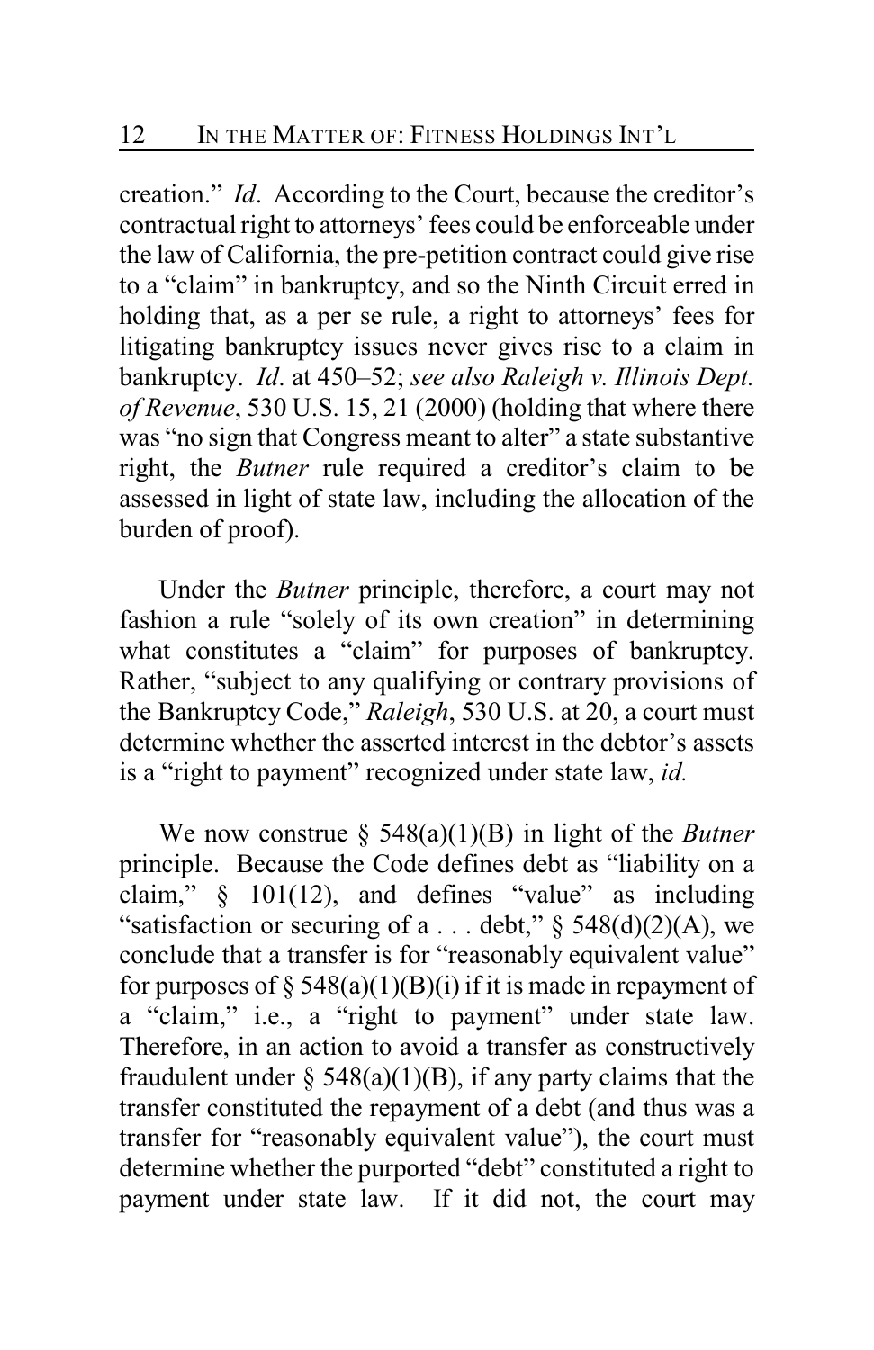creation." *Id*. According to the Court, because the creditor's contractual right to attorneys' fees could be enforceable under the law of California, the pre-petition contract could give rise to a "claim" in bankruptcy, and so the Ninth Circuit erred in holding that, as a per se rule, a right to attorneys' fees for litigating bankruptcy issues never gives rise to a claim in bankruptcy. *Id*. at 450–52; *see also Raleigh v. Illinois Dept. of Revenue*, 530 U.S. 15, 21 (2000) (holding that where there was "no sign that Congress meant to alter" a state substantive right, the *Butner* rule required a creditor's claim to be assessed in light of state law, including the allocation of the burden of proof).

Under the *Butner* principle, therefore, a court may not fashion a rule "solely of its own creation" in determining what constitutes a "claim" for purposes of bankruptcy. Rather, "subject to any qualifying or contrary provisions of the Bankruptcy Code," *Raleigh*, 530 U.S. at 20, a court must determine whether the asserted interest in the debtor's assets is a "right to payment" recognized under state law, *id.*

We now construe § 548(a)(1)(B) in light of the *Butner* principle. Because the Code defines debt as "liability on a claim," § 101(12), and defines "value" as including "satisfaction or securing of a . . . debt," § 548(d)(2)(A), we conclude that a transfer is for "reasonably equivalent value" for purposes of § 548(a)(1)(B)(i) if it is made in repayment of a "claim," i.e., a "right to payment" under state law. Therefore, in an action to avoid a transfer as constructively fraudulent under § 548(a)(1)(B), if any party claims that the transfer constituted the repayment of a debt (and thus was a transfer for "reasonably equivalent value"), the court must determine whether the purported "debt" constituted a right to payment under state law. If it did not, the court may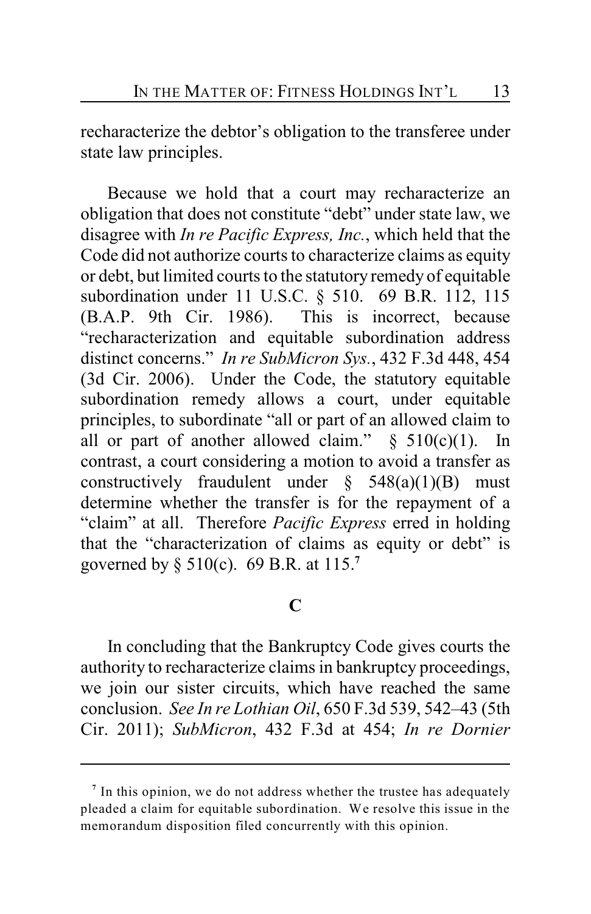recharacterize the debtor's obligation to the transferee under state law principles.

Because we hold that a court may recharacterize an obligation that does not constitute "debt" under state law, we disagree with *In re Pacific Express, Inc.*, which held that the Code did not authorize courts to characterize claims as equity or debt, but limited courts to the statutory remedy of equitable subordination under 11 U.S.C. § 510. 69 B.R. 112, 115 (B.A.P. 9th Cir. 1986). This is incorrect, because "recharacterization and equitable subordination address distinct concerns." *In re SubMicron Sys.*, 432 F.3d 448, 454 (3d Cir. 2006). Under the Code, the statutory equitable subordination remedy allows a court, under equitable principles, to subordinate "all or part of an allowed claim to all or part of another allowed claim." § 510(c)(1). In contrast, a court considering a motion to avoid a transfer as constructively fraudulent under § 548(a)(1)(B) must determine whether the transfer is for the repayment of a "claim" at all. Therefore *Pacific Express* erred in holding that the "characterization of claims as equity or debt" is governed by § 510(c). 69 B.R. at 115.[7]

### C

In concluding that the Bankruptcy Code gives courts the authority to recharacterize claims in bankruptcy proceedings, we join our sister circuits, which have reached the same conclusion. *See In re Lothian Oil*, 650 F.3d 539, 542–43 (5th Cir. 2011); *SubMicron*, 432 F.3d at 454; *In re Dornier*

[7] In this opinion, we do not address whether the trustee has adequately pleaded a claim for equitable subordination. We resolve this issue in the memorandum disposition filed concurrently with this opinion.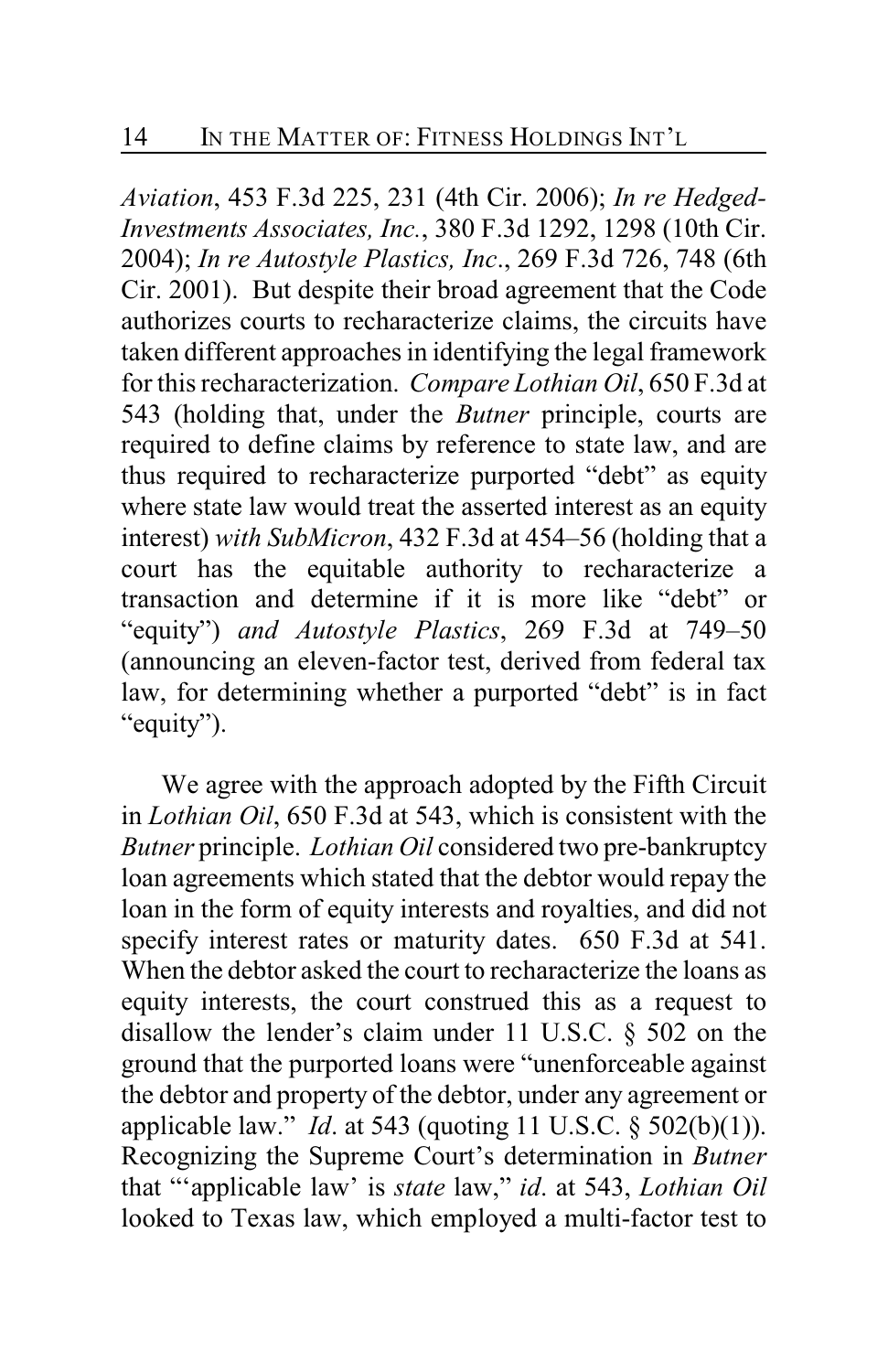*Aviation*, 453 F.3d 225, 231 (4th Cir. 2006); *In re Hedged-Investments Associates, Inc.*, 380 F.3d 1292, 1298 (10th Cir. 2004); *In re Autostyle Plastics, Inc*., 269 F.3d 726, 748 (6th Cir. 2001). But despite their broad agreement that the Code authorizes courts to recharacterize claims, the circuits have taken different approaches in identifying the legal framework for this recharacterization. *Compare Lothian Oil*, 650 F.3d at 543 (holding that, under the *Butner* principle, courts are required to define claims by reference to state law, and are thus required to recharacterize purported "debt" as equity where state law would treat the asserted interest as an equity interest) *with SubMicron*, 432 F.3d at 454–56 (holding that a court has the equitable authority to recharacterize a transaction and determine if it is more like "debt" or "equity") *and Autostyle Plastics*, 269 F.3d at 749–50 (announcing an eleven-factor test, derived from federal tax law, for determining whether a purported "debt" is in fact "equity").

We agree with the approach adopted by the Fifth Circuit in *Lothian Oil*, 650 F.3d at 543, which is consistent with the *Butner* principle. *Lothian Oil* considered two pre-bankruptcy loan agreements which stated that the debtor would repay the loan in the form of equity interests and royalties, and did not specify interest rates or maturity dates. 650 F.3d at 541. When the debtor asked the court to recharacterize the loans as equity interests, the court construed this as a request to disallow the lender's claim under 11 U.S.C. § 502 on the ground that the purported loans were "unenforceable against the debtor and property of the debtor, under any agreement or applicable law." *Id*. at 543 (quoting 11 U.S.C. § 502(b)(1)). Recognizing the Supreme Court's determination in *Butner* that "'applicable law' is *state* law," *id*. at 543, *Lothian Oil* looked to Texas law, which employed a multi-factor test to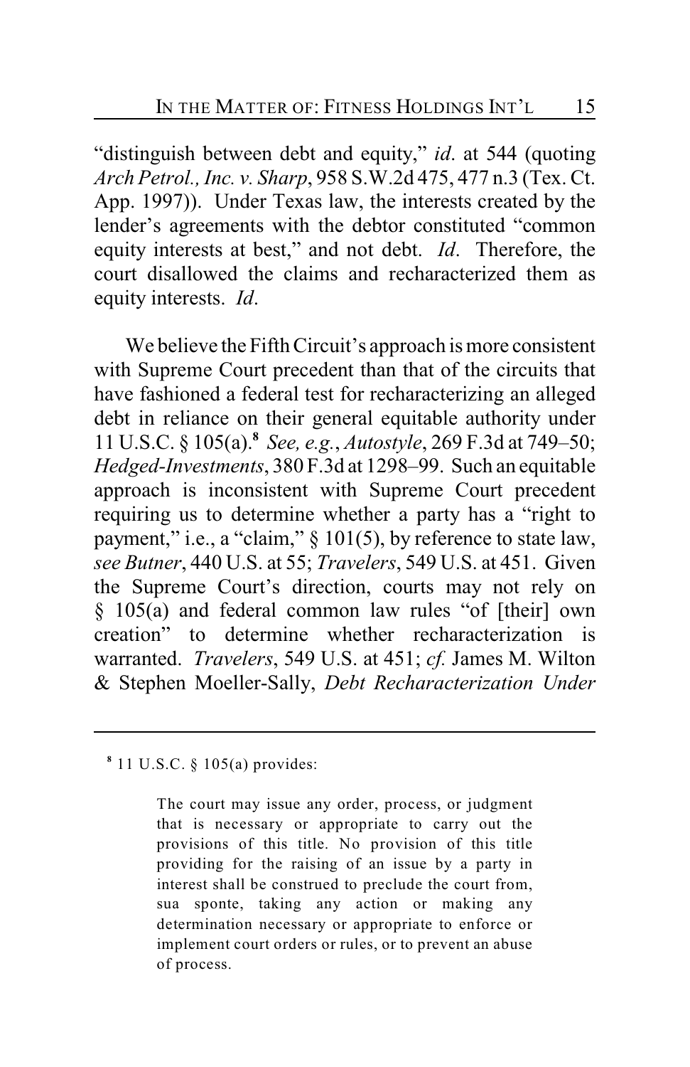"distinguish between debt and equity," *id.* at 544 (quoting *Arch Petrol., Inc. v. Sharp*, 958 S.W.2d 475, 477 n.3 (Tex. Ct. App. 1997)). Under Texas law, the interests created by the lender's agreements with the debtor constituted "common equity interests at best," and not debt. *Id.* Therefore, the court disallowed the claims and recharacterized them as equity interests. *Id.*

We believe the Fifth Circuit's approach is more consistent with Supreme Court precedent than that of the circuits that have fashioned a federal test for recharacterizing an alleged debt in reliance on their general equitable authority under 11 U.S.C. § 105(a).[8] *See, e.g.*, *Autostyle*, 269 F.3d at 749–50; *Hedged-Investments*, 380 F.3d at 1298–99. Such an equitable approach is inconsistent with Supreme Court precedent requiring us to determine whether a party has a "right to payment," i.e., a "claim," § 101(5), by reference to state law, *see Butner*, 440 U.S. at 55; *Travelers*, 549 U.S. at 451. Given the Supreme Court's direction, courts may not rely on § 105(a) and federal common law rules "of [their] own creation" to determine whether recharacterization is warranted. *Travelers*, 549 U.S. at 451; *cf.* James M. Wilton & Stephen Moeller-Sally, *Debt Recharacterization Under*

---

[8] 11 U.S.C. § 105(a) provides:

> The court may issue any order, process, or judgment that is necessary or appropriate to carry out the provisions of this title. No provision of this title providing for the raising of an issue by a party in interest shall be construed to preclude the court from, sua sponte, taking any action or making any determination necessary or appropriate to enforce or implement court orders or rules, or to prevent an abuse of process.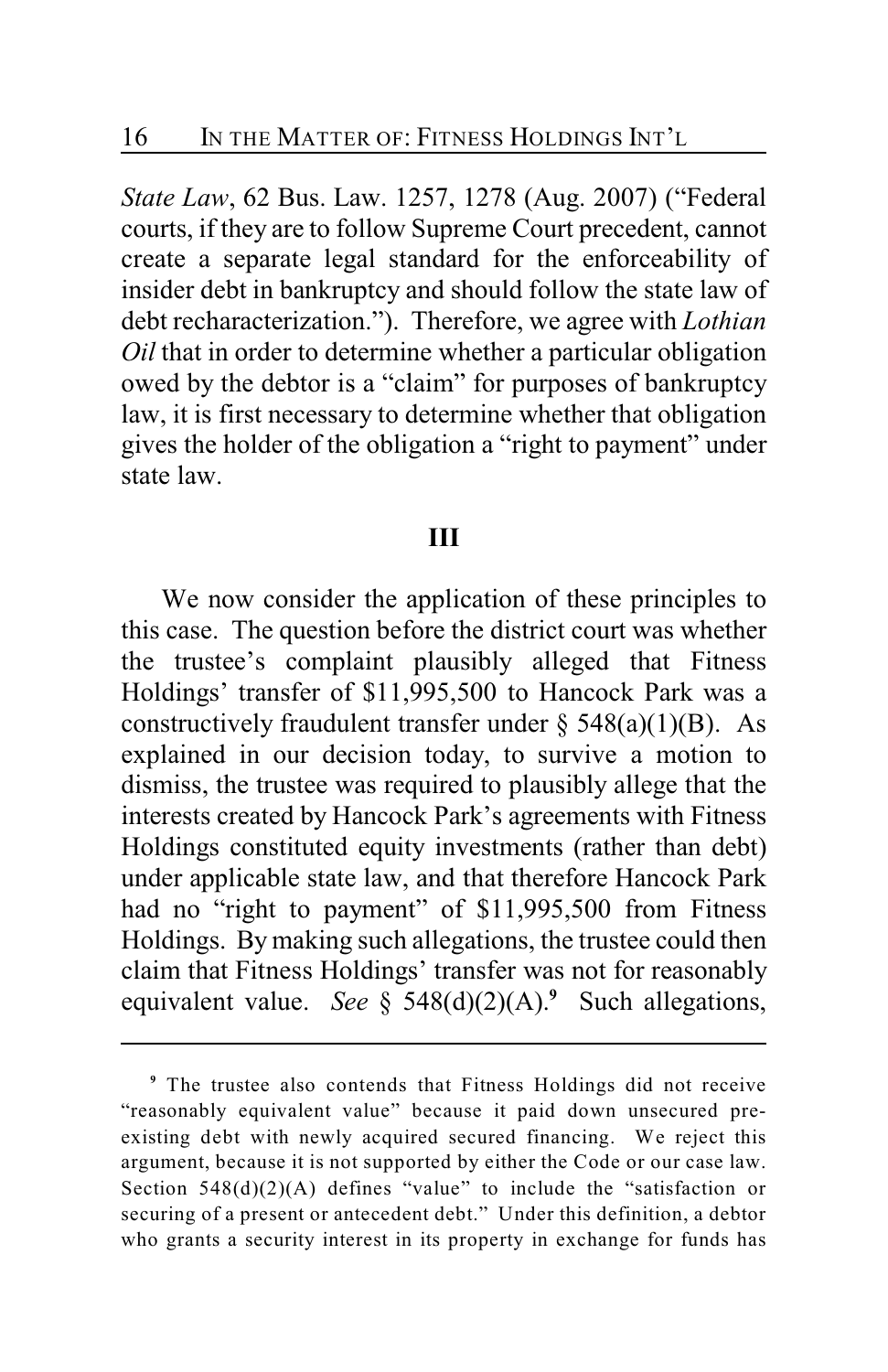*State Law*, 62 Bus. Law. 1257, 1278 (Aug. 2007) ("Federal courts, if they are to follow Supreme Court precedent, cannot create a separate legal standard for the enforceability of insider debt in bankruptcy and should follow the state law of debt recharacterization."). Therefore, we agree with *Lothian Oil* that in order to determine whether a particular obligation owed by the debtor is a "claim" for purposes of bankruptcy law, it is first necessary to determine whether that obligation gives the holder of the obligation a "right to payment" under state law.

## III

We now consider the application of these principles to this case. The question before the district court was whether the trustee's complaint plausibly alleged that Fitness Holdings' transfer of $11,995,500 to Hancock Park was a constructively fraudulent transfer under § 548(a)(1)(B). As explained in our decision today, to survive a motion to dismiss, the trustee was required to plausibly allege that the interests created by Hancock Park's agreements with Fitness Holdings constituted equity investments (rather than debt) under applicable state law, and that therefore Hancock Park had no "right to payment" of $11,995,500 from Fitness Holdings. By making such allegations, the trustee could then claim that Fitness Holdings' transfer was not for reasonably equivalent value. *See* § 548(d)(2)(A).[9] Such allegations,

---

[9] The trustee also contends that Fitness Holdings did not receive "reasonably equivalent value" because it paid down unsecured pre-existing debt with newly acquired secured financing. We reject this argument, because it is not supported by either the Code or our case law. Section 548(d)(2)(A) defines "value" to include the "satisfaction or securing of a present or antecedent debt." Under this definition, a debtor who grants a security interest in its property in exchange for funds has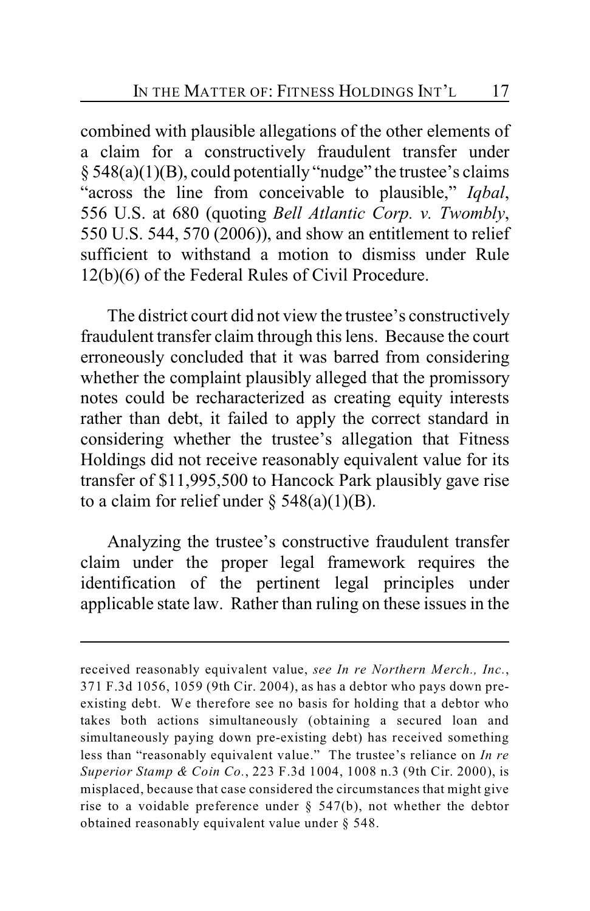combined with plausible allegations of the other elements of a claim for a constructively fraudulent transfer under § 548(a)(1)(B), could potentially "nudge" the trustee's claims "across the line from conceivable to plausible," *Iqbal*, 556 U.S. at 680 (quoting *Bell Atlantic Corp. v. Twombly*, 550 U.S. 544, 570 (2006)), and show an entitlement to relief sufficient to withstand a motion to dismiss under Rule 12(b)(6) of the Federal Rules of Civil Procedure.

The district court did not view the trustee's constructively fraudulent transfer claim through this lens. Because the court erroneously concluded that it was barred from considering whether the complaint plausibly alleged that the promissory notes could be recharacterized as creating equity interests rather than debt, it failed to apply the correct standard in considering whether the trustee's allegation that Fitness Holdings did not receive reasonably equivalent value for its transfer of $11,995,500 to Hancock Park plausibly gave rise to a claim for relief under § 548(a)(1)(B).

Analyzing the trustee's constructive fraudulent transfer claim under the proper legal framework requires the identification of the pertinent legal principles under applicable state law. Rather than ruling on these issues in the

---

received reasonably equivalent value, *see In re Northern Merch., Inc.*, 371 F.3d 1056, 1059 (9th Cir. 2004), as has a debtor who pays down pre-existing debt. We therefore see no basis for holding that a debtor who takes both actions simultaneously (obtaining a secured loan and simultaneously paying down pre-existing debt) has received something less than "reasonably equivalent value." The trustee's reliance on *In re Superior Stamp & Coin Co.*, 223 F.3d 1004, 1008 n.3 (9th Cir. 2000), is misplaced, because that case considered the circumstances that might give rise to a voidable preference under § 547(b), not whether the debtor obtained reasonably equivalent value under § 548.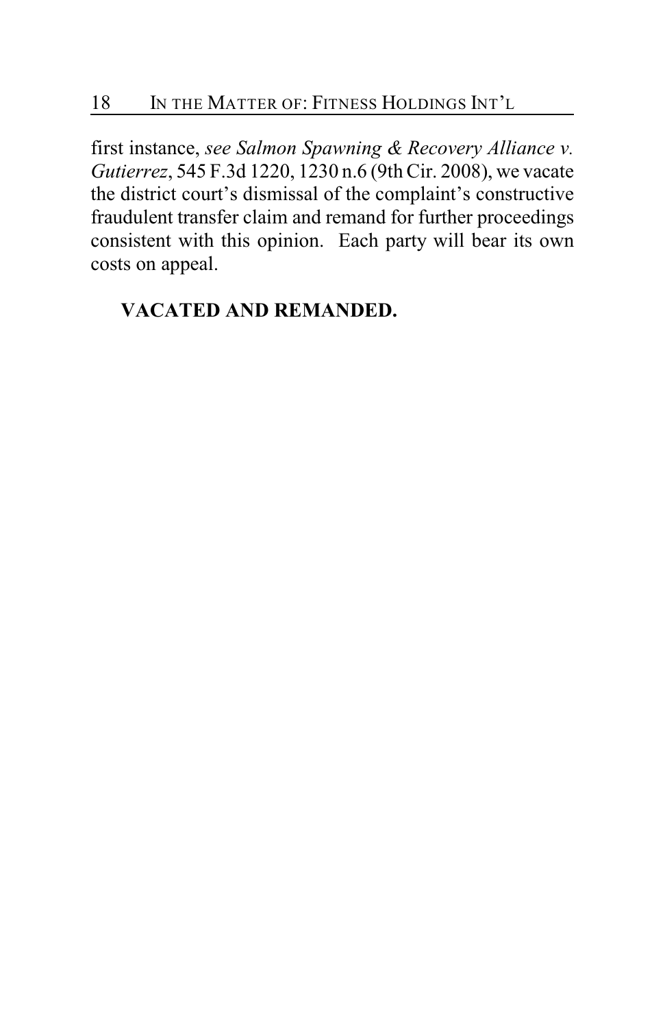first instance, *see Salmon Spawning & Recovery Alliance v. Gutierrez*, 545 F.3d 1220, 1230 n.6 (9th Cir. 2008), we vacate the district court's dismissal of the complaint's constructive fraudulent transfer claim and remand for further proceedings consistent with this opinion. Each party will bear its own costs on appeal.

**VACATED AND REMANDED.**